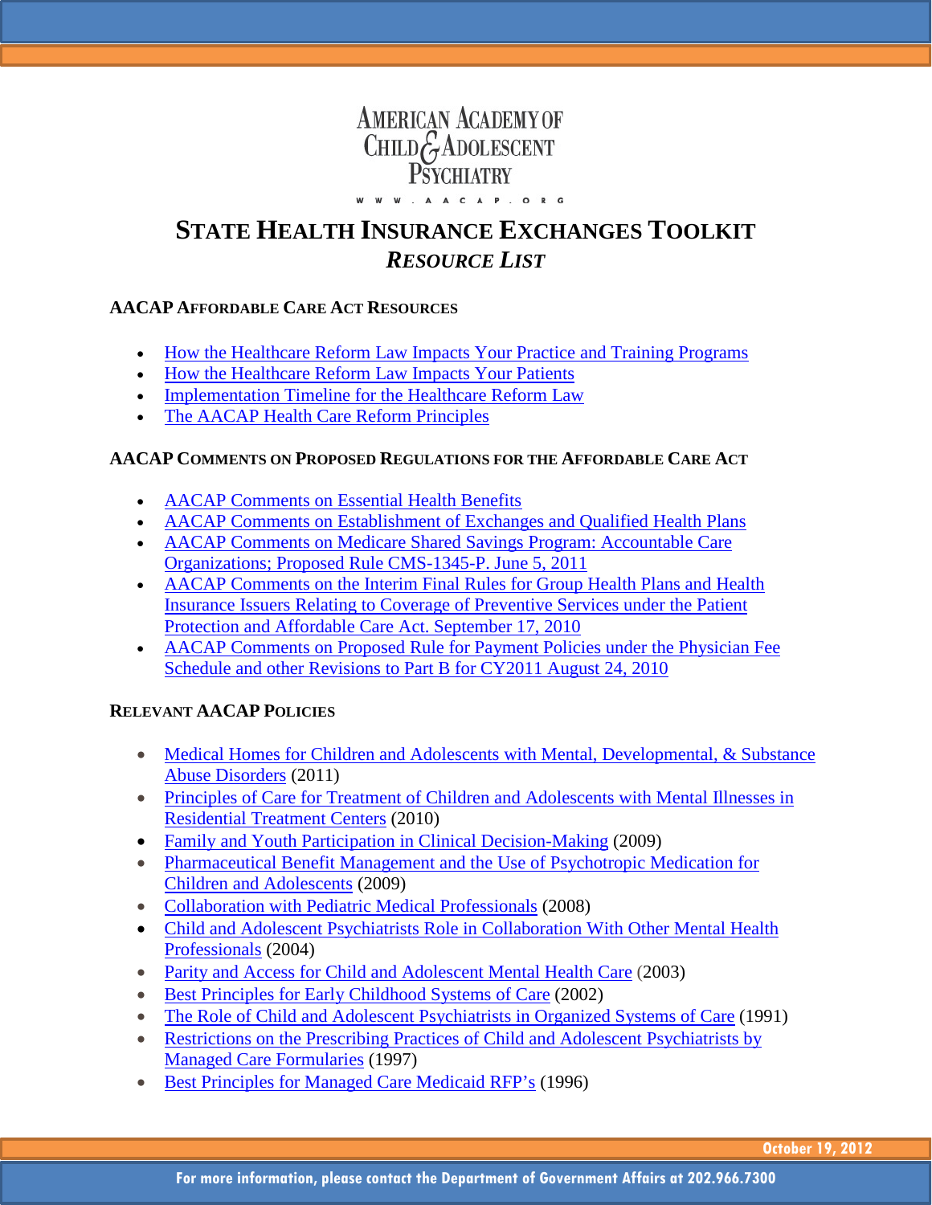AMERICAN ACADEMY OF CHILD & ADOLESCENT PSYCHIATRY

WWW.AACAP.ORG

# STATE HEALTH INSURANCE EXCHANGES TOOLKIT

## *RESOURCE LIST*

### AACAP AFFORDABLE CARE ACT RESOURCES

- How the Healthcare Reform Law Impacts Your Practice and Training Programs
- How the Healthcare Reform Law Impacts Your Patients
- Implementation Timeline for the Healthcare Reform Law
- The AACAP Health Care Reform Principles

### AACAP COMMENTS ON PROPOSED REGULATIONS FOR THE AFFORDABLE CARE ACT

- AACAP Comments on Essential Health Benefits
- AACAP Comments on Establishment of Exchanges and Qualified Health Plans
- AACAP Comments on Medicare Shared Savings Program: Accountable Care Organizations; Proposed Rule CMS-1345-P. June 5, 2011
- AACAP Comments on the Interim Final Rules for Group Health Plans and Health Insurance Issuers Relating to Coverage of Preventive Services under the Patient Protection and Affordable Care Act. September 17, 2010
- AACAP Comments on Proposed Rule for Payment Policies under the Physician Fee Schedule and other Revisions to Part B for CY2011 August 24, 2010

### RELEVANT AACAP POLICIES

- Medical Homes for Children and Adolescents with Mental, Developmental, & Substance Abuse Disorders (2011)
- Principles of Care for Treatment of Children and Adolescents with Mental Illnesses in Residential Treatment Centers (2010)
- Family and Youth Participation in Clinical Decision-Making (2009)
- Pharmaceutical Benefit Management and the Use of Psychotropic Medication for Children and Adolescents (2009)
- Collaboration with Pediatric Medical Professionals (2008)
- Child and Adolescent Psychiatrists Role in Collaboration With Other Mental Health Professionals (2004)
- Parity and Access for Child and Adolescent Mental Health Care (2003)
- Best Principles for Early Childhood Systems of Care (2002)
- The Role of Child and Adolescent Psychiatrists in Organized Systems of Care (1991)
- Restrictions on the Prescribing Practices of Child and Adolescent Psychiatrists by Managed Care Formularies (1997)
- Best Principles for Managed Care Medicaid RFP's (1996)

October 19, 2012

For more information, please contact the Department of Government Affairs at 202.966.7300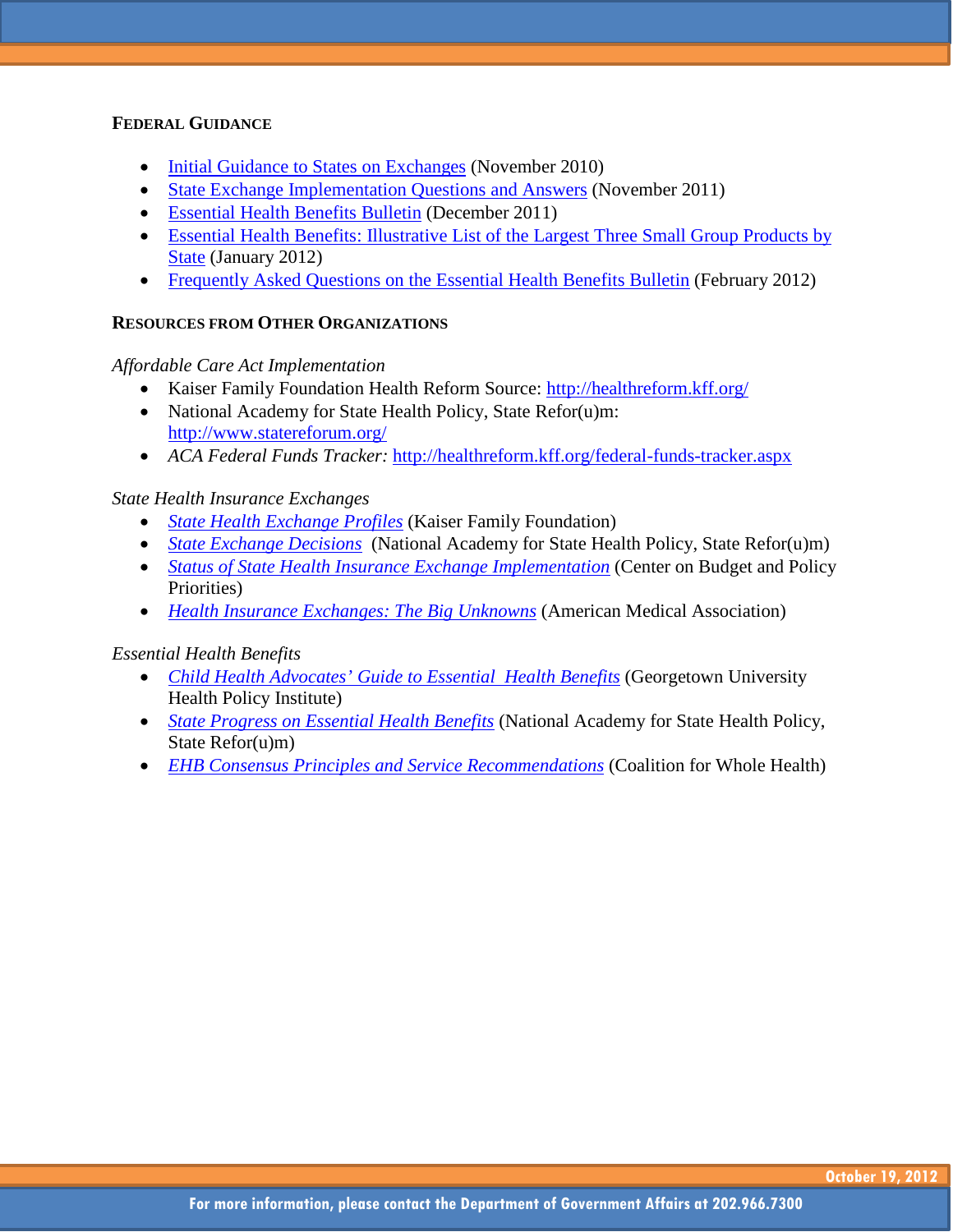## Federal Guidance

- Initial Guidance to States on Exchanges (November 2010)
- State Exchange Implementation Questions and Answers (November 2011)
- Essential Health Benefits Bulletin (December 2011)
- Essential Health Benefits: Illustrative List of the Largest Three Small Group Products by State (January 2012)
- Frequently Asked Questions on the Essential Health Benefits Bulletin (February 2012)

## Resources from Other Organizations

*Affordable Care Act Implementation*

- Kaiser Family Foundation Health Reform Source: http://healthreform.kff.org/
- National Academy for State Health Policy, State Refor(u)m: http://www.statereforum.org/
- *ACA Federal Funds Tracker:* http://healthreform.kff.org/federal-funds-tracker.aspx

*State Health Insurance Exchanges*

- *State Health Exchange Profiles* (Kaiser Family Foundation)
- *State Exchange Decisions* (National Academy for State Health Policy, State Refor(u)m)
- *Status of State Health Insurance Exchange Implementation* (Center on Budget and Policy Priorities)
- *Health Insurance Exchanges: The Big Unknowns* (American Medical Association)

*Essential Health Benefits*

- *Child Health Advocates' Guide to Essential Health Benefits* (Georgetown University Health Policy Institute)
- *State Progress on Essential Health Benefits* (National Academy for State Health Policy, State Refor(u)m)
- *EHB Consensus Principles and Service Recommendations* (Coalition for Whole Health)

October 19, 2012

For more information, please contact the Department of Government Affairs at 202.966.7300